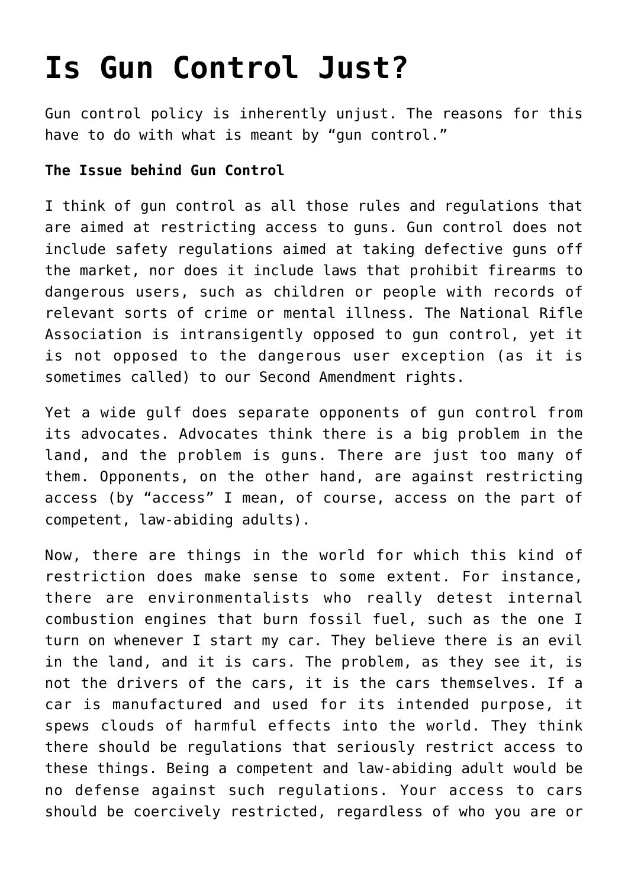# Is Gun Control Just?

Gun control policy is inherently unjust. The reasons for this have to do with what is meant by "gun control."

**The Issue behind Gun Control**

I think of gun control as all those rules and regulations that are aimed at restricting access to guns. Gun control does not include safety regulations aimed at taking defective guns off the market, nor does it include laws that prohibit firearms to dangerous users, such as children or people with records of relevant sorts of crime or mental illness. The National Rifle Association is intransigently opposed to gun control, yet it is not opposed to the dangerous user exception (as it is sometimes called) to our Second Amendment rights.

Yet a wide gulf does separate opponents of gun control from its advocates. Advocates think there is a big problem in the land, and the problem is guns. There are just too many of them. Opponents, on the other hand, are against restricting access (by "access" I mean, of course, access on the part of competent, law-abiding adults).

Now, there are things in the world for which this kind of restriction does make sense to some extent. For instance, there are environmentalists who really detest internal combustion engines that burn fossil fuel, such as the one I turn on whenever I start my car. They believe there is an evil in the land, and it is cars. The problem, as they see it, is not the drivers of the cars, it is the cars themselves. If a car is manufactured and used for its intended purpose, it spews clouds of harmful effects into the world. They think there should be regulations that seriously restrict access to these things. Being a competent and law-abiding adult would be no defense against such regulations. Your access to cars should be coercively restricted, regardless of who you are or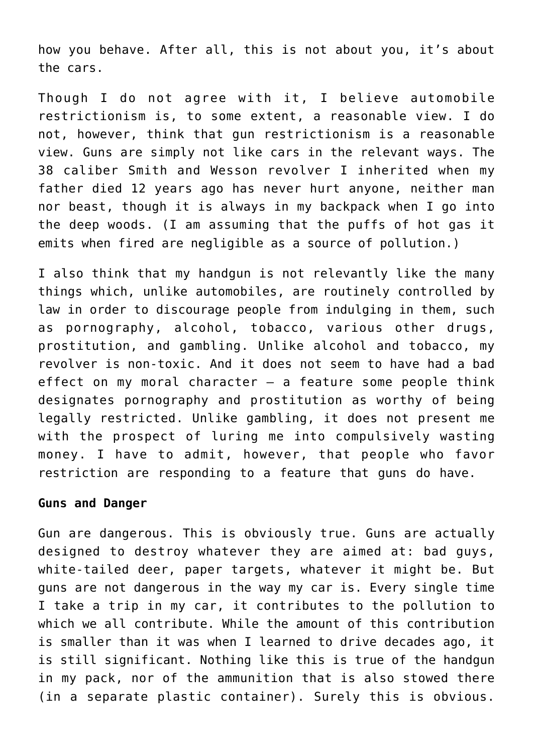how you behave. After all, this is not about you, it's about the cars.

Though I do not agree with it, I believe automobile restrictionism is, to some extent, a reasonable view. I do not, however, think that gun restrictionism is a reasonable view. Guns are simply not like cars in the relevant ways. The 38 caliber Smith and Wesson revolver I inherited when my father died 12 years ago has never hurt anyone, neither man nor beast, though it is always in my backpack when I go into the deep woods. (I am assuming that the puffs of hot gas it emits when fired are negligible as a source of pollution.)

I also think that my handgun is not relevantly like the many things which, unlike automobiles, are routinely controlled by law in order to discourage people from indulging in them, such as pornography, alcohol, tobacco, various other drugs, prostitution, and gambling. Unlike alcohol and tobacco, my revolver is non-toxic. And it does not seem to have had a bad effect on my moral character – a feature some people think designates pornography and prostitution as worthy of being legally restricted. Unlike gambling, it does not present me with the prospect of luring me into compulsively wasting money. I have to admit, however, that people who favor restriction are responding to a feature that guns do have.

**Guns and Danger**

Gun are dangerous. This is obviously true. Guns are actually designed to destroy whatever they are aimed at: bad guys, white-tailed deer, paper targets, whatever it might be. But guns are not dangerous in the way my car is. Every single time I take a trip in my car, it contributes to the pollution to which we all contribute. While the amount of this contribution is smaller than it was when I learned to drive decades ago, it is still significant. Nothing like this is true of the handgun in my pack, nor of the ammunition that is also stowed there (in a separate plastic container). Surely this is obvious.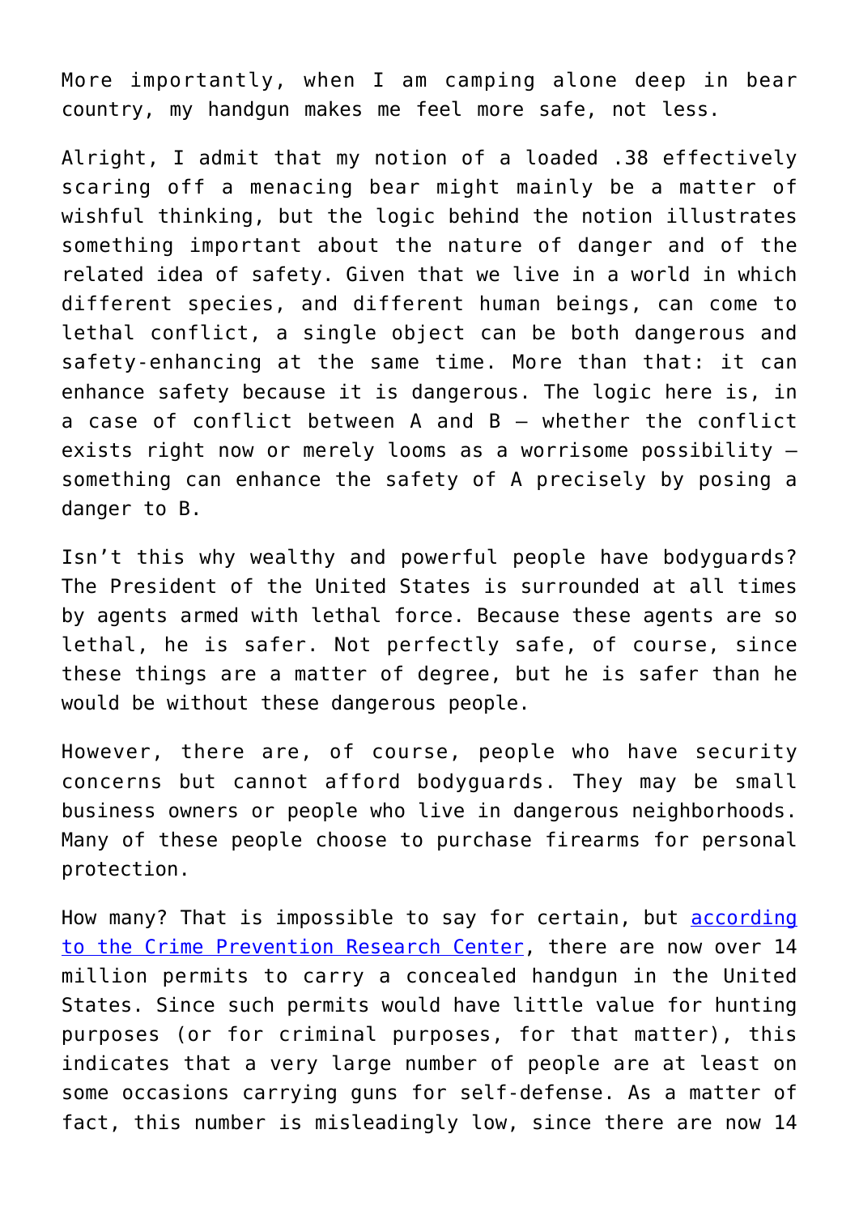More importantly, when I am camping alone deep in bear country, my handgun makes me feel more safe, not less.

Alright, I admit that my notion of a loaded .38 effectively scaring off a menacing bear might mainly be a matter of wishful thinking, but the logic behind the notion illustrates something important about the nature of danger and of the related idea of safety. Given that we live in a world in which different species, and different human beings, can come to lethal conflict, a single object can be both dangerous and safety-enhancing at the same time. More than that: it can enhance safety because it is dangerous. The logic here is, in a case of conflict between A and B – whether the conflict exists right now or merely looms as a worrisome possibility – something can enhance the safety of A precisely by posing a danger to B.

Isn't this why wealthy and powerful people have bodyguards? The President of the United States is surrounded at all times by agents armed with lethal force. Because these agents are so lethal, he is safer. Not perfectly safe, of course, since these things are a matter of degree, but he is safer than he would be without these dangerous people.

However, there are, of course, people who have security concerns but cannot afford bodyguards. They may be small business owners or people who live in dangerous neighborhoods. Many of these people choose to purchase firearms for personal protection.

How many? That is impossible to say for certain, but [according to the Crime Prevention Research Center](), there are now over 14 million permits to carry a concealed handgun in the United States. Since such permits would have little value for hunting purposes (or for criminal purposes, for that matter), this indicates that a very large number of people are at least on some occasions carrying guns for self-defense. As a matter of fact, this number is misleadingly low, since there are now 14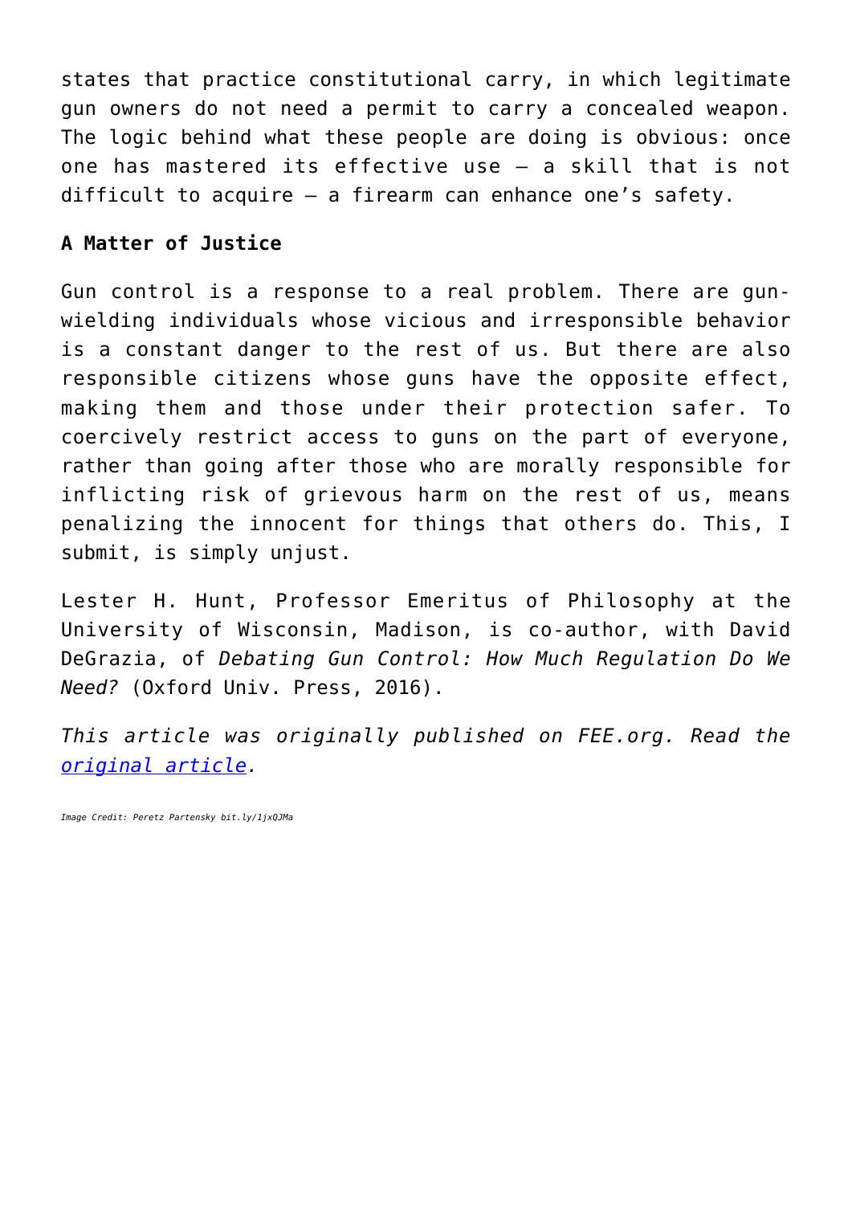states that practice constitutional carry, in which legitimate gun owners do not need a permit to carry a concealed weapon. The logic behind what these people are doing is obvious: once one has mastered its effective use – a skill that is not difficult to acquire – a firearm can enhance one's safety.

**A Matter of Justice**

Gun control is a response to a real problem. There are gun-wielding individuals whose vicious and irresponsible behavior is a constant danger to the rest of us. But there are also responsible citizens whose guns have the opposite effect, making them and those under their protection safer. To coercively restrict access to guns on the part of everyone, rather than going after those who are morally responsible for inflicting risk of grievous harm on the rest of us, means penalizing the innocent for things that others do. This, I submit, is simply unjust.

Lester H. Hunt, Professor Emeritus of Philosophy at the University of Wisconsin, Madison, is co-author, with David DeGrazia, of *Debating Gun Control: How Much Regulation Do We Need?* (Oxford Univ. Press, 2016).

*This article was originally published on FEE.org. Read the [original article](original article).*

*Image Credit: Peretz Partensky bit.ly/1jxQJMa*